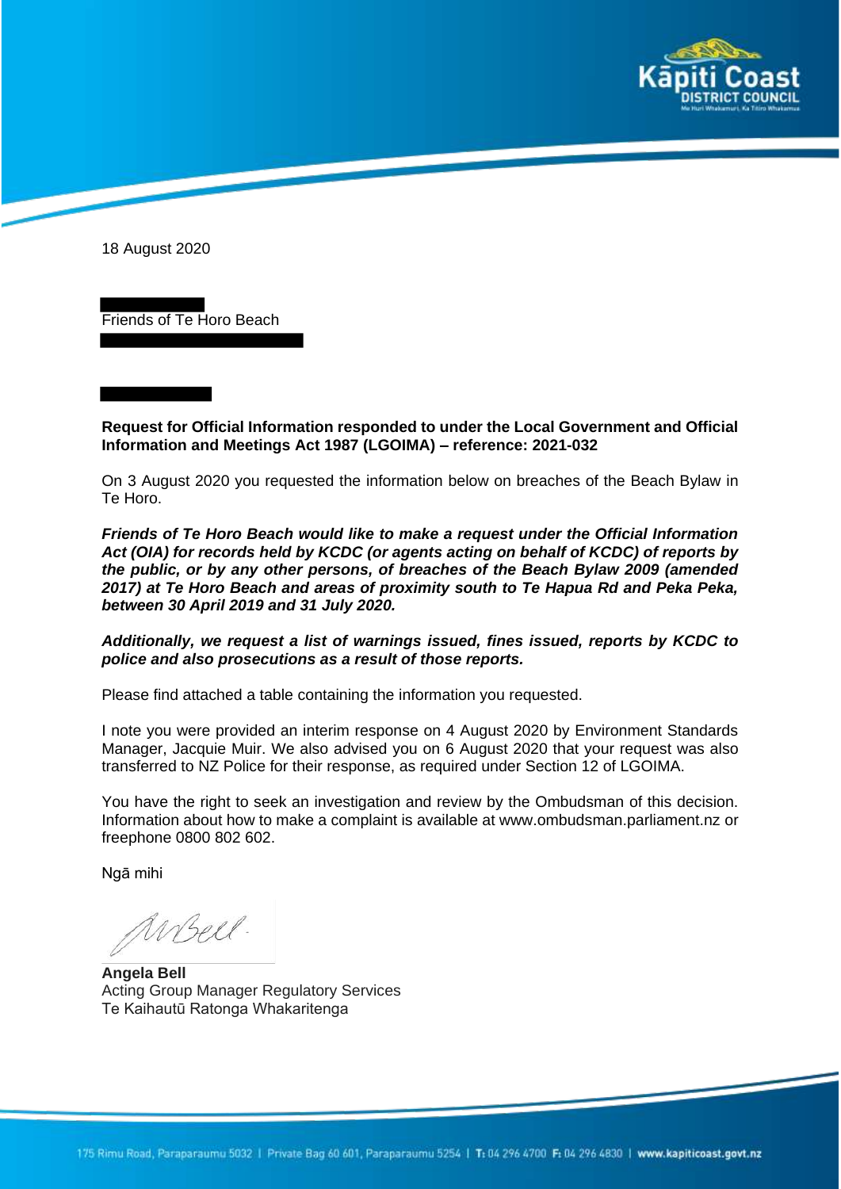18 August 2020

Friends of Te Horo Beach

**Request for Official Information responded to under the Local Government and Official Information and Meetings Act 1987 (LGOIMA) – reference: 2021-032**

On 3 August 2020 you requested the information below on breaches of the Beach Bylaw in Te Horo.

***Friends of Te Horo Beach would like to make a request under the Official Information Act (OIA) for records held by KCDC (or agents acting on behalf of KCDC) of reports by the public, or by any other persons, of breaches of the Beach Bylaw 2009 (amended 2017) at Te Horo Beach and areas of proximity south to Te Hapua Rd and Peka Peka, between 30 April 2019 and 31 July 2020.***

***Additionally, we request a list of warnings issued, fines issued, reports by KCDC to police and also prosecutions as a result of those reports.***

Please find attached a table containing the information you requested.

I note you were provided an interim response on 4 August 2020 by Environment Standards Manager, Jacquie Muir. We also advised you on 6 August 2020 that your request was also transferred to NZ Police for their response, as required under Section 12 of LGOIMA.

You have the right to seek an investigation and review by the Ombudsman of this decision. Information about how to make a complaint is available at www.ombudsman.parliament.nz or freephone 0800 802 602.

Ngā mihi

**Angela Bell**
Acting Group Manager Regulatory Services
Te Kaihautū Ratonga Whakaritenga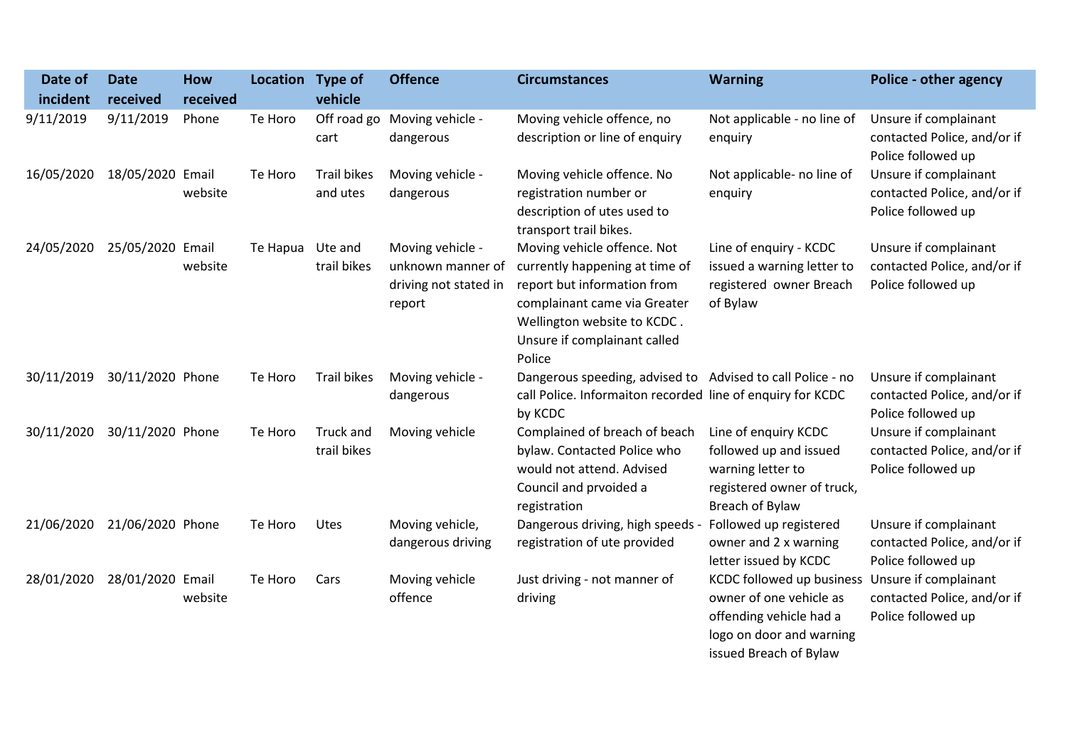| Date of incident | Date received | How received | Location | Type of vehicle | Offence | Circumstances | Warning | Police - other agency |
|---|---|---|---|---|---|---|---|---|
| 9/11/2019 | 9/11/2019 | Phone | Te Horo | Off road go cart | Moving vehicle - dangerous | Moving vehicle offence, no description or line of enquiry | Not applicable - no line of enquiry | Unsure if complainant contacted Police, and/or if Police followed up |
| 16/05/2020 | 18/05/2020 | Email website | Te Horo | Trail bikes and utes | Moving vehicle - dangerous | Moving vehicle offence. No registration number or description of utes used to transport trail bikes. | Not applicable- no line of enquiry | Unsure if complainant contacted Police, and/or if Police followed up |
| 24/05/2020 | 25/05/2020 | Email website | Te Hapua | Ute and trail bikes | Moving vehicle - unknown manner of driving not stated in report | Moving vehicle offence. Not currently happening at time of report but information from complainant came via Greater Wellington website to KCDC . Unsure if complainant called Police | Line of enquiry - KCDC issued a warning letter to registered owner Breach of Bylaw | Unsure if complainant contacted Police, and/or if Police followed up |
| 30/11/2019 | 30/11/2020 | Phone | Te Horo | Trail bikes | Moving vehicle - dangerous | Dangerous speeding, advised to call Police. Informaiton recorded by KCDC | Advised to call Police - no line of enquiry for KCDC | Unsure if complainant contacted Police, and/or if Police followed up |
| 30/11/2020 | 30/11/2020 | Phone | Te Horo | Truck and trail bikes | Moving vehicle | Complained of breach of beach bylaw. Contacted Police who would not attend. Advised Council and prvoided a registration | Line of enquiry KCDC followed up and issued warning letter to registered owner of truck, Breach of Bylaw | Unsure if complainant contacted Police, and/or if Police followed up |
| 21/06/2020 | 21/06/2020 | Phone | Te Horo | Utes | Moving vehicle, dangerous driving | Dangerous driving, high speeds - registration of ute provided | Followed up registered owner and 2 x warning letter issued by KCDC | Unsure if complainant contacted Police, and/or if Police followed up |
| 28/01/2020 | 28/01/2020 | Email website | Te Horo | Cars | Moving vehicle offence | Just driving - not manner of driving | KCDC followed up business owner of one vehicle as offending vehicle had a logo on door and warning issued Breach of Bylaw | Unsure if complainant contacted Police, and/or if Police followed up |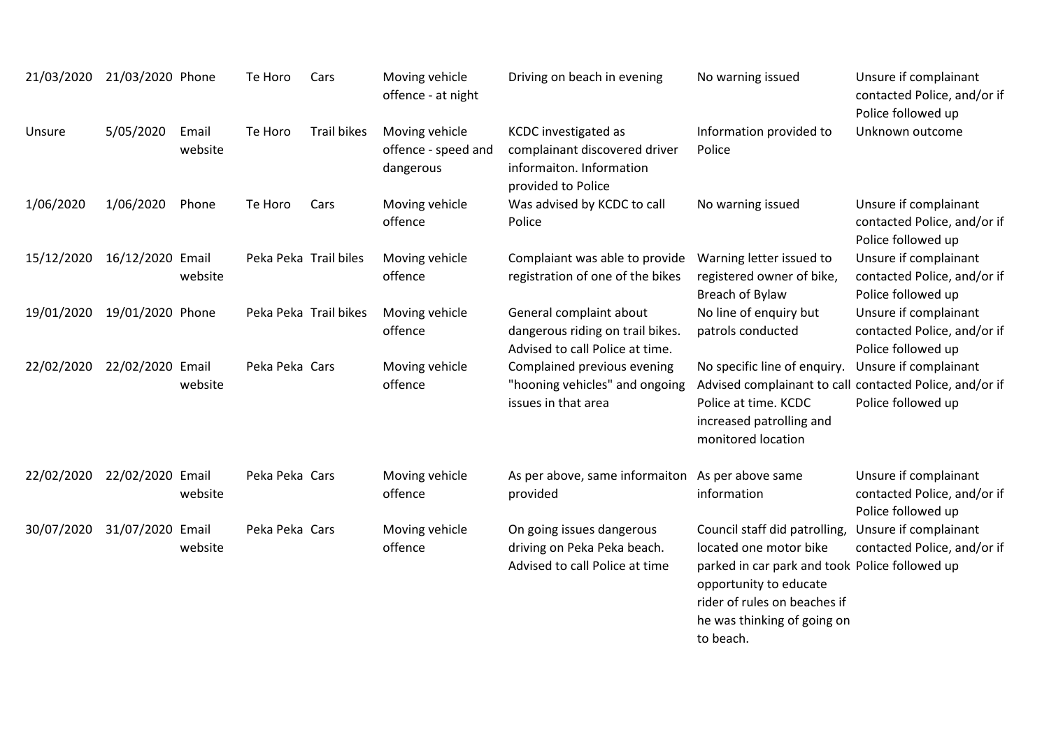| | | | | | | | | |
|---|---|---|---|---|---|---|---|---|
| 21/03/2020 | 21/03/2020 | Phone | Te Horo | Cars | Moving vehicle offence - at night | Driving on beach in evening | No warning issued | Unsure if complainant contacted Police, and/or if Police followed up |
| Unsure | 5/05/2020 | Email website | Te Horo | Trail bikes | Moving vehicle offence - speed and dangerous | KCDC investigated as complainant discovered driver informaiton. Information provided to Police | Information provided to Police | Unknown outcome |
| 1/06/2020 | 1/06/2020 | Phone | Te Horo | Cars | Moving vehicle offence | Was advised by KCDC to call Police | No warning issued | Unsure if complainant contacted Police, and/or if Police followed up |
| 15/12/2020 | 16/12/2020 | Email website | Peka Peka | Trail biles | Moving vehicle offence | Complaiant was able to provide registration of one of the bikes | Warning letter issued to registered owner of bike, Breach of Bylaw | Unsure if complainant contacted Police, and/or if Police followed up |
| 19/01/2020 | 19/01/2020 | Phone | Peka Peka | Trail bikes | Moving vehicle offence | General complaint about dangerous riding on trail bikes. Advised to call Police at time. | No line of enquiry but patrols conducted | Unsure if complainant contacted Police, and/or if Police followed up |
| 22/02/2020 | 22/02/2020 | Email website | Peka Peka | Cars | Moving vehicle offence | Complained previous evening "hooning vehicles" and ongoing issues in that area | No specific line of enquiry. Advised complainant to call Police at time. KCDC increased patrolling and monitored location | Unsure if complainant contacted Police, and/or if Police followed up |
| 22/02/2020 | 22/02/2020 | Email website | Peka Peka | Cars | Moving vehicle offence | As per above, same informaiton provided | As per above same information | Unsure if complainant contacted Police, and/or if Police followed up |
| 30/07/2020 | 31/07/2020 | Email website | Peka Peka | Cars | Moving vehicle offence | On going issues dangerous driving on Peka Peka beach. Advised to call Police at time | Council staff did patrolling, located one motor bike parked in car park and took opportunity to educate rider of rules on beaches if he was thinking of going on to beach. | Unsure if complainant contacted Police, and/or if Police followed up |